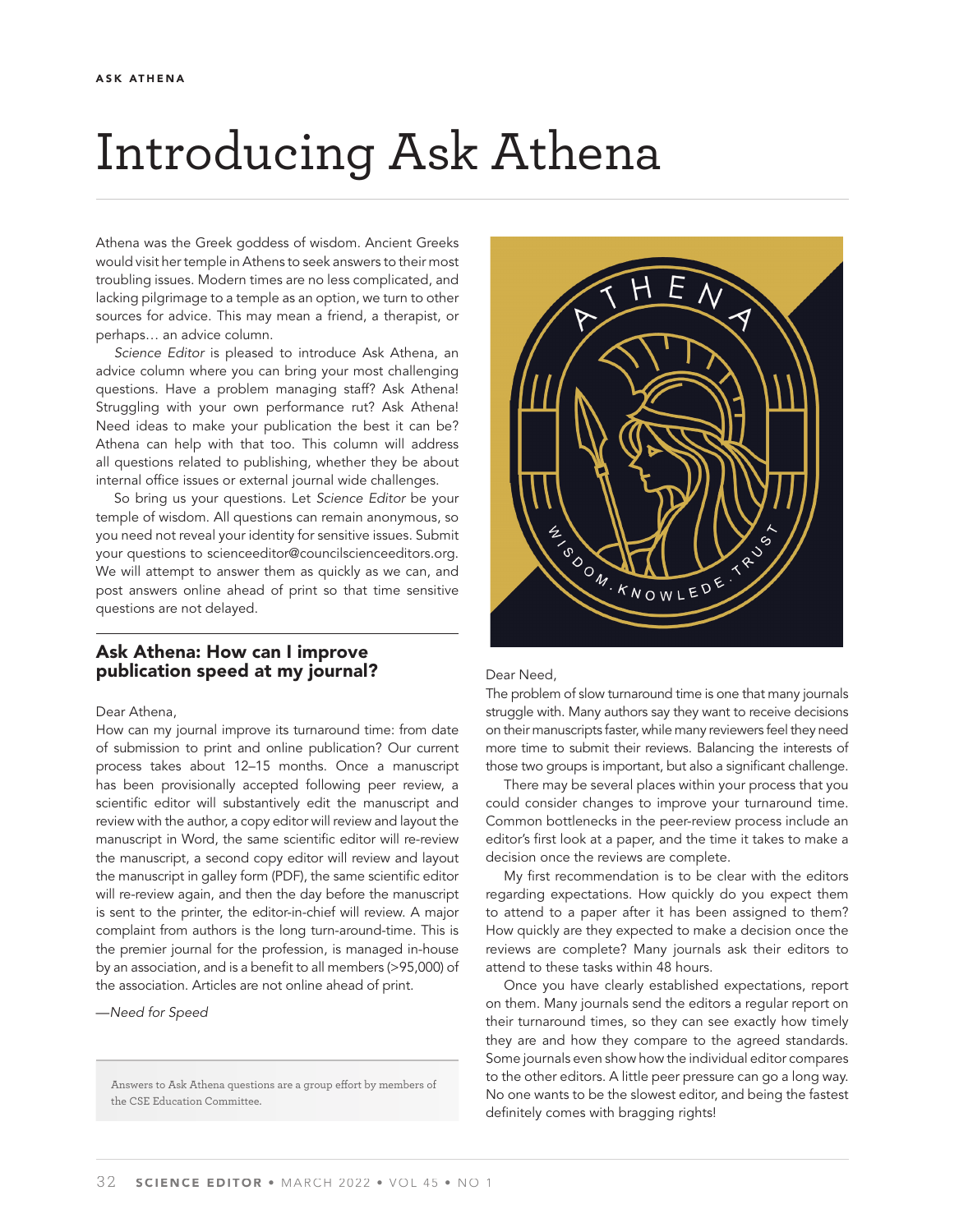# Introducing Ask Athena

Athena was the Greek goddess of wisdom. Ancient Greeks would visit her temple in Athens to seek answers to their most troubling issues. Modern times are no less complicated, and lacking pilgrimage to a temple as an option, we turn to other sources for advice. This may mean a friend, a therapist, or perhaps… an advice column.

*Science Editor* is pleased to introduce Ask Athena, an advice column where you can bring your most challenging questions. Have a problem managing staff? Ask Athena! Struggling with your own performance rut? Ask Athena! Need ideas to make your publication the best it can be? Athena can help with that too. This column will address all questions related to publishing, whether they be about internal office issues or external journal wide challenges.

So bring us your questions. Let *Science Editor* be your temple of wisdom. All questions can remain anonymous, so you need not reveal your identity for sensitive issues. Submit your questions to scienceeditor@councilscienceeditors.org. We will attempt to answer them as quickly as we can, and post answers online ahead of print so that time sensitive questions are not delayed.

## Ask Athena: How can I improve publication speed at my journal?

Dear Athena,

How can my journal improve its turnaround time: from date of submission to print and online publication? Our current process takes about 12–15 months. Once a manuscript has been provisionally accepted following peer review, a scientific editor will substantively edit the manuscript and review with the author, a copy editor will review and layout the manuscript in Word, the same scientific editor will re-review the manuscript, a second copy editor will review and layout the manuscript in galley form (PDF), the same scientific editor will re-review again, and then the day before the manuscript is sent to the printer, the editor-in-chief will review. A major complaint from authors is the long turn-around-time. This is the premier journal for the profession, is managed in-house by an association, and is a benefit to all members (>95,000) of the association. Articles are not online ahead of print.

—*Need for Speed*

Answers to Ask Athena questions are a group effort by members of the CSE Education Committee.

Dear Need,

The problem of slow turnaround time is one that many journals struggle with. Many authors say they want to receive decisions on their manuscripts faster, while many reviewers feel they need more time to submit their reviews. Balancing the interests of those two groups is important, but also a significant challenge.

There may be several places within your process that you could consider changes to improve your turnaround time. Common bottlenecks in the peer-review process include an editor's first look at a paper, and the time it takes to make a decision once the reviews are complete.

My first recommendation is to be clear with the editors regarding expectations. How quickly do you expect them to attend to a paper after it has been assigned to them? How quickly are they expected to make a decision once the reviews are complete? Many journals ask their editors to attend to these tasks within 48 hours.

Once you have clearly established expectations, report on them. Many journals send the editors a regular report on their turnaround times, so they can see exactly how timely they are and how they compare to the agreed standards. Some journals even show how the individual editor compares to the other editors. A little peer pressure can go a long way. No one wants to be the slowest editor, and being the fastest definitely comes with bragging rights!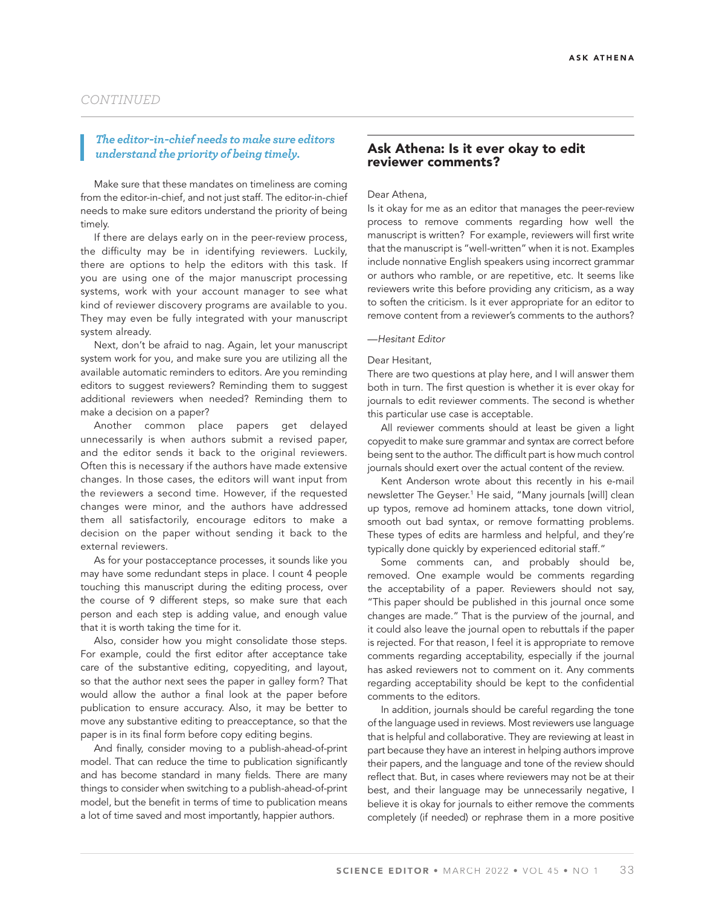*CONTINUED*

> ***The editor-in-chief needs to make sure editors understand the priority of being timely.***

Make sure that these mandates on timeliness are coming from the editor-in-chief, and not just staff. The editor-in-chief needs to make sure editors understand the priority of being timely.

If there are delays early on in the peer-review process, the difficulty may be in identifying reviewers. Luckily, there are options to help the editors with this task. If you are using one of the major manuscript processing systems, work with your account manager to see what kind of reviewer discovery programs are available to you. They may even be fully integrated with your manuscript system already.

Next, don't be afraid to nag. Again, let your manuscript system work for you, and make sure you are utilizing all the available automatic reminders to editors. Are you reminding editors to suggest reviewers? Reminding them to suggest additional reviewers when needed? Reminding them to make a decision on a paper?

Another common place papers get delayed unnecessarily is when authors submit a revised paper, and the editor sends it back to the original reviewers. Often this is necessary if the authors have made extensive changes. In those cases, the editors will want input from the reviewers a second time. However, if the requested changes were minor, and the authors have addressed them all satisfactorily, encourage editors to make a decision on the paper without sending it back to the external reviewers.

As for your postacceptance processes, it sounds like you may have some redundant steps in place. I count 4 people touching this manuscript during the editing process, over the course of 9 different steps, so make sure that each person and each step is adding value, and enough value that it is worth taking the time for it.

Also, consider how you might consolidate those steps. For example, could the first editor after acceptance take care of the substantive editing, copyediting, and layout, so that the author next sees the paper in galley form? That would allow the author a final look at the paper before publication to ensure accuracy. Also, it may be better to move any substantive editing to preacceptance, so that the paper is in its final form before copy editing begins.

And finally, consider moving to a publish-ahead-of-print model. That can reduce the time to publication significantly and has become standard in many fields. There are many things to consider when switching to a publish-ahead-of-print model, but the benefit in terms of time to publication means a lot of time saved and most importantly, happier authors.

## Ask Athena: Is it ever okay to edit reviewer comments?

Dear Athena,
Is it okay for me as an editor that manages the peer-review process to remove comments regarding how well the manuscript is written? For example, reviewers will first write that the manuscript is "well-written" when it is not. Examples include nonnative English speakers using incorrect grammar or authors who ramble, or are repetitive, etc. It seems like reviewers write this before providing any criticism, as a way to soften the criticism. Is it ever appropriate for an editor to remove content from a reviewer's comments to the authors?

—*Hesitant Editor*

Dear Hesitant,
There are two questions at play here, and I will answer them both in turn. The first question is whether it is ever okay for journals to edit reviewer comments. The second is whether this particular use case is acceptable.

All reviewer comments should at least be given a light copyedit to make sure grammar and syntax are correct before being sent to the author. The difficult part is how much control journals should exert over the actual content of the review.

Kent Anderson wrote about this recently in his e-mail newsletter The Geyser.[1] He said, "Many journals [will] clean up typos, remove ad hominem attacks, tone down vitriol, smooth out bad syntax, or remove formatting problems. These types of edits are harmless and helpful, and they're typically done quickly by experienced editorial staff."

Some comments can, and probably should be, removed. One example would be comments regarding the acceptability of a paper. Reviewers should not say, "This paper should be published in this journal once some changes are made." That is the purview of the journal, and it could also leave the journal open to rebuttals if the paper is rejected. For that reason, I feel it is appropriate to remove comments regarding acceptability, especially if the journal has asked reviewers not to comment on it. Any comments regarding acceptability should be kept to the confidential comments to the editors.

In addition, journals should be careful regarding the tone of the language used in reviews. Most reviewers use language that is helpful and collaborative. They are reviewing at least in part because they have an interest in helping authors improve their papers, and the language and tone of the review should reflect that. But, in cases where reviewers may not be at their best, and their language may be unnecessarily negative, I believe it is okay for journals to either remove the comments completely (if needed) or rephrase them in a more positive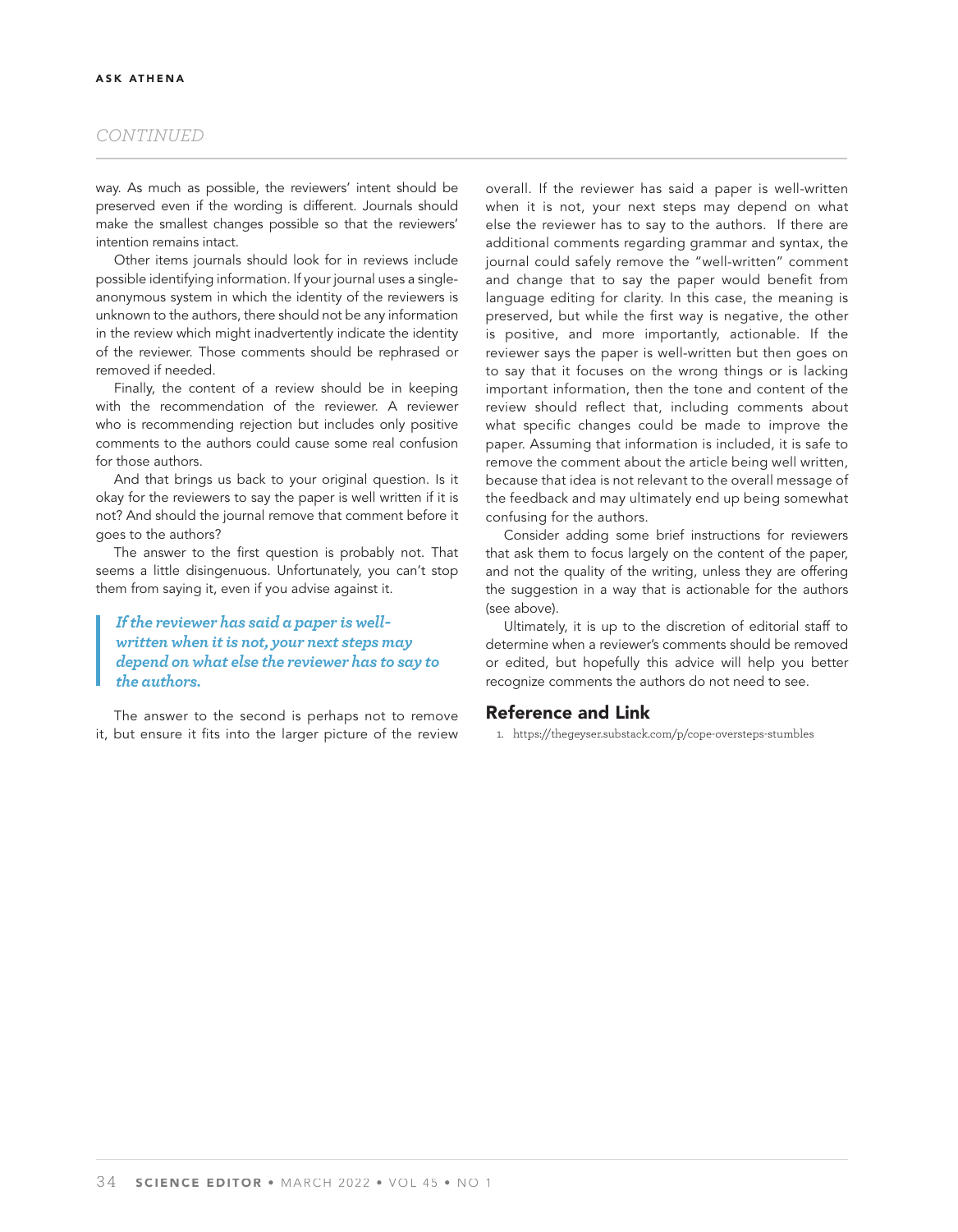way. As much as possible, the reviewers' intent should be preserved even if the wording is different. Journals should make the smallest changes possible so that the reviewers' intention remains intact.

Other items journals should look for in reviews include possible identifying information. If your journal uses a single-anonymous system in which the identity of the reviewers is unknown to the authors, there should not be any information in the review which might inadvertently indicate the identity of the reviewer. Those comments should be rephrased or removed if needed.

Finally, the content of a review should be in keeping with the recommendation of the reviewer. A reviewer who is recommending rejection but includes only positive comments to the authors could cause some real confusion for those authors.

And that brings us back to your original question. Is it okay for the reviewers to say the paper is well written if it is not? And should the journal remove that comment before it goes to the authors?

The answer to the first question is probably not. That seems a little disingenuous. Unfortunately, you can't stop them from saying it, even if you advise against it.

> *If the reviewer has said a paper is well-written when it is not, your next steps may depend on what else the reviewer has to say to the authors.*

The answer to the second is perhaps not to remove it, but ensure it fits into the larger picture of the review overall. If the reviewer has said a paper is well-written when it is not, your next steps may depend on what else the reviewer has to say to the authors. If there are additional comments regarding grammar and syntax, the journal could safely remove the "well-written" comment and change that to say the paper would benefit from language editing for clarity. In this case, the meaning is preserved, but while the first way is negative, the other is positive, and more importantly, actionable. If the reviewer says the paper is well-written but then goes on to say that it focuses on the wrong things or is lacking important information, then the tone and content of the review should reflect that, including comments about what specific changes could be made to improve the paper. Assuming that information is included, it is safe to remove the comment about the article being well written, because that idea is not relevant to the overall message of the feedback and may ultimately end up being somewhat confusing for the authors.

Consider adding some brief instructions for reviewers that ask them to focus largely on the content of the paper, and not the quality of the writing, unless they are offering the suggestion in a way that is actionable for the authors (see above).

Ultimately, it is up to the discretion of editorial staff to determine when a reviewer's comments should be removed or edited, but hopefully this advice will help you better recognize comments the authors do not need to see.

## Reference and Link

1. https://thegeyser.substack.com/p/cope-oversteps-stumbles